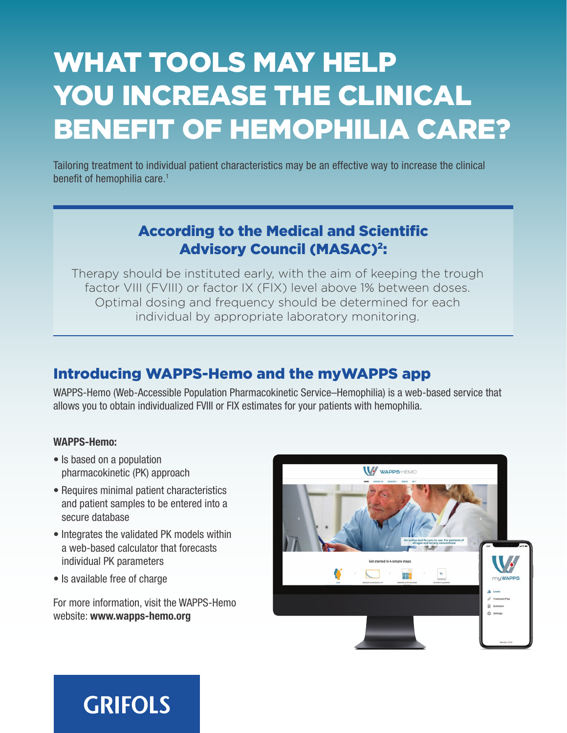# WHAT TOOLS MAY HELP YOU INCREASE THE CLINICAL BENEFIT OF HEMOPHILIA CARE?

Tailoring treatment to individual patient characteristics may be an effective way to increase the clinical benefit of hemophilia care.[1]

### According to the Medical and Scientific Advisory Council (MASAC)[2]:

Therapy should be instituted early, with the aim of keeping the trough factor VIII (FVIII) or factor IX (FIX) level above 1% between doses. Optimal dosing and frequency should be determined for each individual by appropriate laboratory monitoring.

## Introducing WAPPS-Hemo and the myWAPPS app

WAPPS-Hemo (Web-Accessible Population Pharmacokinetic Service–Hemophilia) is a web-based service that allows you to obtain individualized FVIII or FIX estimates for your patients with hemophilia.

**WAPPS-Hemo:**

- Is based on a population pharmacokinetic (PK) approach
- Requires minimal patient characteristics and patient samples to be entered into a secure database
- Integrates the validated PK models within a web-based calculator that forecasts individual PK parameters
- Is available free of charge

For more information, visit the WAPPS-Hemo website: **www.wapps-hemo.org**

GRIFOLS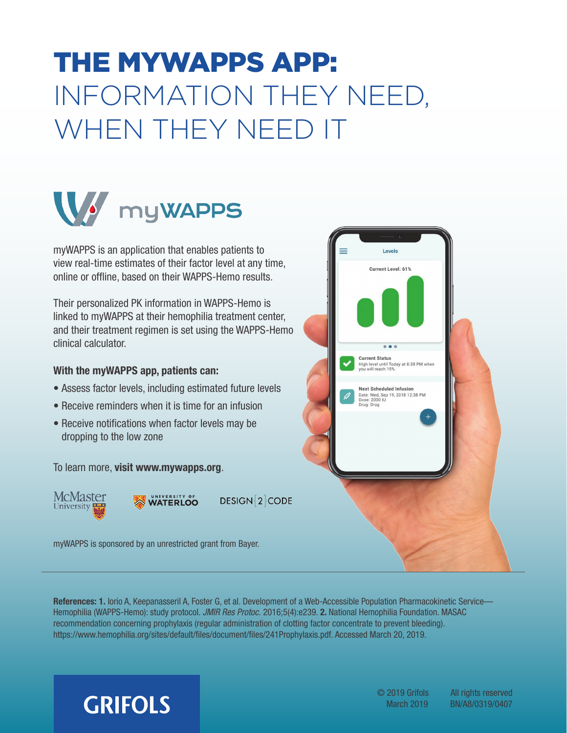# THE MYWAPPS APP: INFORMATION THEY NEED, WHEN THEY NEED IT

myWAPPS

myWAPPS is an application that enables patients to view real-time estimates of their factor level at any time, online or offline, based on their WAPPS-Hemo results.

Their personalized PK information in WAPPS-Hemo is linked to myWAPPS at their hemophilia treatment center, and their treatment regimen is set using the WAPPS-Hemo clinical calculator.

**With the myWAPPS app, patients can:**

- Assess factor levels, including estimated future levels
- Receive reminders when it is time for an infusion
- Receive notifications when factor levels may be dropping to the low zone

To learn more, **visit www.mywapps.org**.

Levels

Current Level: 61%

Current Status
High level until Today at 8:38 PM when you will reach 15%.

Next Scheduled Infusion
Date: Wed, Sep 19, 2018 12:38 PM
Dose: 2000 IU
Drug: Drug

McMaster University | UNIVERSITY OF WATERLOO | DESIGN[2]CODE

myWAPPS is sponsored by an unrestricted grant from Bayer.

---

**References: 1.** Iorio A, Keepanasseril A, Foster G, et al. Development of a Web-Accessible Population Pharmacokinetic Service—Hemophilia (WAPPS-Hemo): study protocol. *JMIR Res Protoc.* 2016;5(4):e239. **2.** National Hemophilia Foundation. MASAC recommendation concerning prophylaxis (regular administration of clotting factor concentrate to prevent bleeding). https://www.hemophilia.org/sites/default/files/document/files/241Prophylaxis.pdf. Accessed March 20, 2019.

GRIFOLS

© 2019 Grifols
March 2019

All rights reserved
BN/A8/0319/0407